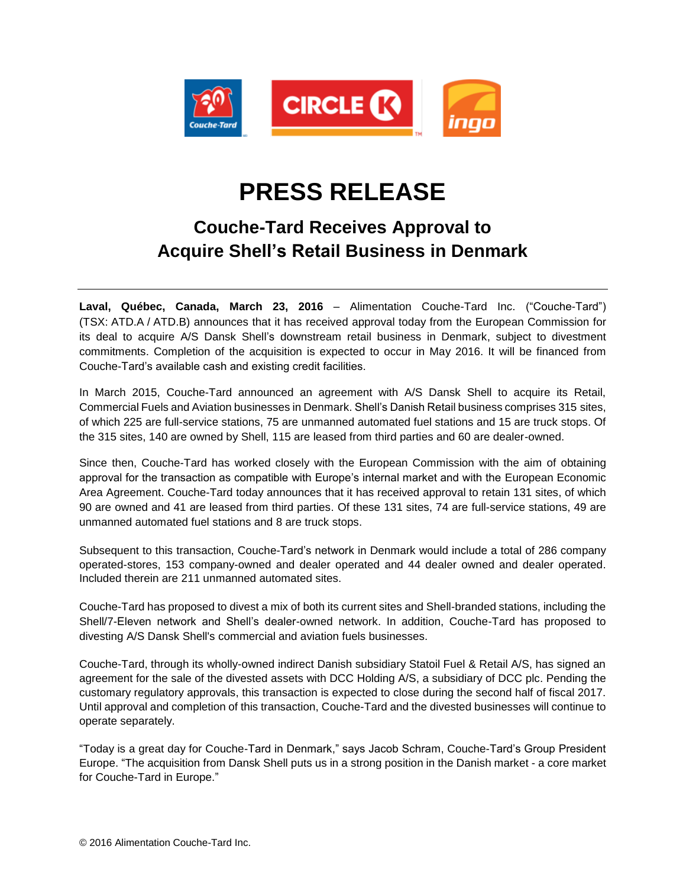# PRESS RELEASE

## Couche-Tard Receives Approval to Acquire Shell's Retail Business in Denmark

**Laval, Québec, Canada, March 23, 2016** – Alimentation Couche-Tard Inc. ("Couche-Tard") (TSX: ATD.A / ATD.B) announces that it has received approval today from the European Commission for its deal to acquire A/S Dansk Shell's downstream retail business in Denmark, subject to divestment commitments. Completion of the acquisition is expected to occur in May 2016. It will be financed from Couche-Tard's available cash and existing credit facilities.

In March 2015, Couche-Tard announced an agreement with A/S Dansk Shell to acquire its Retail, Commercial Fuels and Aviation businesses in Denmark. Shell's Danish Retail business comprises 315 sites, of which 225 are full-service stations, 75 are unmanned automated fuel stations and 15 are truck stops. Of the 315 sites, 140 are owned by Shell, 115 are leased from third parties and 60 are dealer-owned.

Since then, Couche-Tard has worked closely with the European Commission with the aim of obtaining approval for the transaction as compatible with Europe's internal market and with the European Economic Area Agreement. Couche-Tard today announces that it has received approval to retain 131 sites, of which 90 are owned and 41 are leased from third parties. Of these 131 sites, 74 are full-service stations, 49 are unmanned automated fuel stations and 8 are truck stops.

Subsequent to this transaction, Couche-Tard's network in Denmark would include a total of 286 company operated-stores, 153 company-owned and dealer operated and 44 dealer owned and dealer operated. Included therein are 211 unmanned automated sites.

Couche-Tard has proposed to divest a mix of both its current sites and Shell-branded stations, including the Shell/7-Eleven network and Shell's dealer-owned network. In addition, Couche-Tard has proposed to divesting A/S Dansk Shell's commercial and aviation fuels businesses.

Couche-Tard, through its wholly-owned indirect Danish subsidiary Statoil Fuel & Retail A/S, has signed an agreement for the sale of the divested assets with DCC Holding A/S, a subsidiary of DCC plc. Pending the customary regulatory approvals, this transaction is expected to close during the second half of fiscal 2017. Until approval and completion of this transaction, Couche-Tard and the divested businesses will continue to operate separately.

"Today is a great day for Couche-Tard in Denmark," says Jacob Schram, Couche-Tard's Group President Europe. "The acquisition from Dansk Shell puts us in a strong position in the Danish market - a core market for Couche-Tard in Europe."

© 2016 Alimentation Couche-Tard Inc.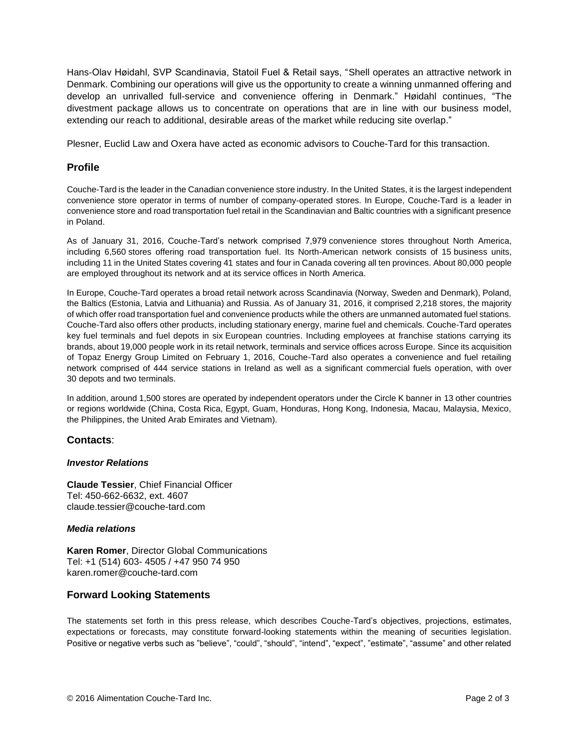Hans-Olav Høidahl, SVP Scandinavia, Statoil Fuel & Retail says, "Shell operates an attractive network in Denmark. Combining our operations will give us the opportunity to create a winning unmanned offering and develop an unrivalled full-service and convenience offering in Denmark." Høidahl continues, "The divestment package allows us to concentrate on operations that are in line with our business model, extending our reach to additional, desirable areas of the market while reducing site overlap."

Plesner, Euclid Law and Oxera have acted as economic advisors to Couche-Tard for this transaction.

## Profile

Couche-Tard is the leader in the Canadian convenience store industry. In the United States, it is the largest independent convenience store operator in terms of number of company-operated stores. In Europe, Couche-Tard is a leader in convenience store and road transportation fuel retail in the Scandinavian and Baltic countries with a significant presence in Poland.

As of January 31, 2016, Couche-Tard's network comprised 7,979 convenience stores throughout North America, including 6,560 stores offering road transportation fuel. Its North-American network consists of 15 business units, including 11 in the United States covering 41 states and four in Canada covering all ten provinces. About 80,000 people are employed throughout its network and at its service offices in North America.

In Europe, Couche-Tard operates a broad retail network across Scandinavia (Norway, Sweden and Denmark), Poland, the Baltics (Estonia, Latvia and Lithuania) and Russia. As of January 31, 2016, it comprised 2,218 stores, the majority of which offer road transportation fuel and convenience products while the others are unmanned automated fuel stations. Couche-Tard also offers other products, including stationary energy, marine fuel and chemicals. Couche-Tard operates key fuel terminals and fuel depots in six European countries. Including employees at franchise stations carrying its brands, about 19,000 people work in its retail network, terminals and service offices across Europe. Since its acquisition of Topaz Energy Group Limited on February 1, 2016, Couche-Tard also operates a convenience and fuel retailing network comprised of 444 service stations in Ireland as well as a significant commercial fuels operation, with over 30 depots and two terminals.

In addition, around 1,500 stores are operated by independent operators under the Circle K banner in 13 other countries or regions worldwide (China, Costa Rica, Egypt, Guam, Honduras, Hong Kong, Indonesia, Macau, Malaysia, Mexico, the Philippines, the United Arab Emirates and Vietnam).

## Contacts:

### *Investor Relations*

**Claude Tessier**, Chief Financial Officer
Tel: 450-662-6632, ext. 4607
claude.tessier@couche-tard.com

### *Media relations*

**Karen Romer**, Director Global Communications
Tel: +1 (514) 603- 4505 / +47 950 74 950
karen.romer@couche-tard.com

## Forward Looking Statements

The statements set forth in this press release, which describes Couche-Tard's objectives, projections, estimates, expectations or forecasts, may constitute forward-looking statements within the meaning of securities legislation. Positive or negative verbs such as "believe", "could", "should", "intend", "expect", "estimate", "assume" and other related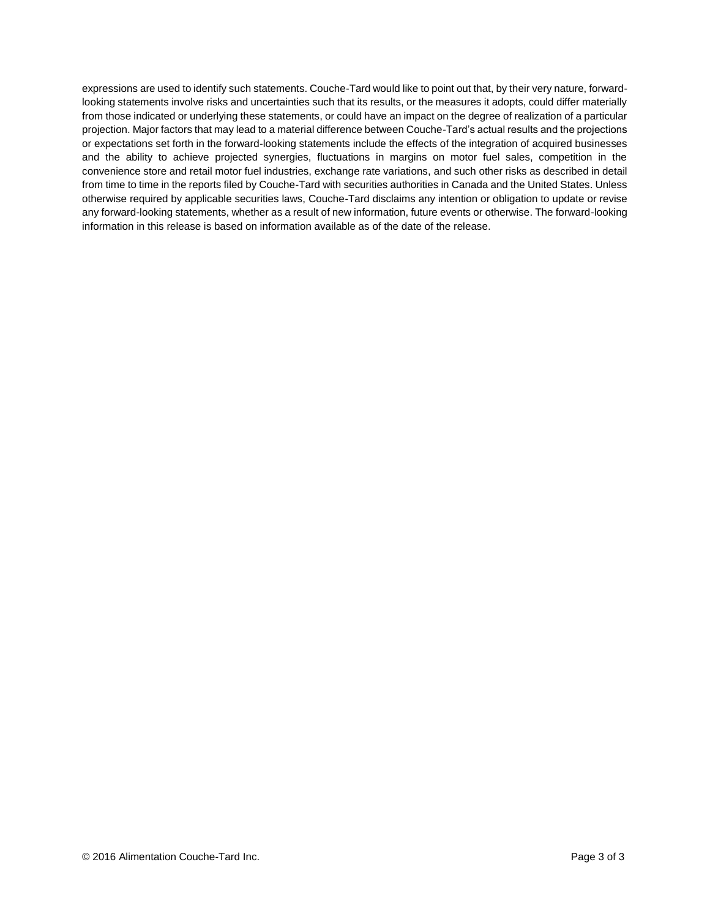expressions are used to identify such statements. Couche-Tard would like to point out that, by their very nature, forward-looking statements involve risks and uncertainties such that its results, or the measures it adopts, could differ materially from those indicated or underlying these statements, or could have an impact on the degree of realization of a particular projection. Major factors that may lead to a material difference between Couche-Tard's actual results and the projections or expectations set forth in the forward-looking statements include the effects of the integration of acquired businesses and the ability to achieve projected synergies, fluctuations in margins on motor fuel sales, competition in the convenience store and retail motor fuel industries, exchange rate variations, and such other risks as described in detail from time to time in the reports filed by Couche-Tard with securities authorities in Canada and the United States. Unless otherwise required by applicable securities laws, Couche-Tard disclaims any intention or obligation to update or revise any forward-looking statements, whether as a result of new information, future events or otherwise. The forward-looking information in this release is based on information available as of the date of the release.